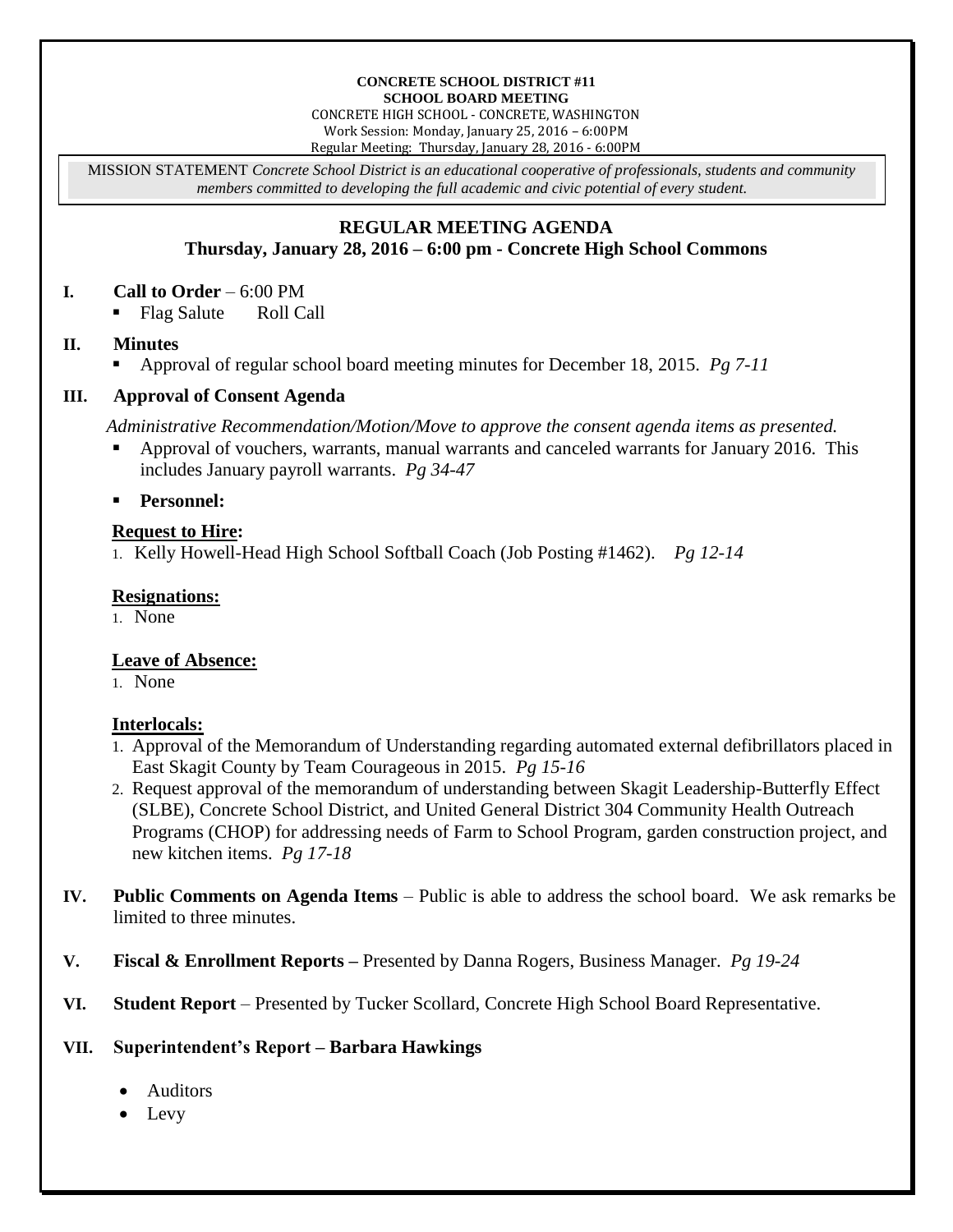**CONCRETE SCHOOL DISTRICT #11**
**SCHOOL BOARD MEETING**
CONCRETE HIGH SCHOOL - CONCRETE, WASHINGTON
Work Session: Monday, January 25, 2016 – 6:00PM
Regular Meeting: Thursday, January 28, 2016 - 6:00PM

MISSION STATEMENT *Concrete School District is an educational cooperative of professionals, students and community members committed to developing the full academic and civic potential of every student.*

## REGULAR MEETING AGENDA
### Thursday, January 28, 2016 – 6:00 pm - Concrete High School Commons

**I. Call to Order** – 6:00 PM

- Flag Salute Roll Call

**II. Minutes**

- Approval of regular school board meeting minutes for December 18, 2015. *Pg 7-11*

**III. Approval of Consent Agenda**

*Administrative Recommendation/Motion/Move to approve the consent agenda items as presented.*

- Approval of vouchers, warrants, manual warrants and canceled warrants for January 2016. This includes January payroll warrants. *Pg 34-47*
- **Personnel:**

**Request to Hire:**

1. Kelly Howell-Head High School Softball Coach (Job Posting #1462). *Pg 12-14*

**Resignations:**

1. None

**Leave of Absence:**

1. None

**Interlocals:**

1. Approval of the Memorandum of Understanding regarding automated external defibrillators placed in East Skagit County by Team Courageous in 2015. *Pg 15-16*
2. Request approval of the memorandum of understanding between Skagit Leadership-Butterfly Effect (SLBE), Concrete School District, and United General District 304 Community Health Outreach Programs (CHOP) for addressing needs of Farm to School Program, garden construction project, and new kitchen items. *Pg 17-18*

**IV. Public Comments on Agenda Items** – Public is able to address the school board. We ask remarks be limited to three minutes.

**V. Fiscal & Enrollment Reports –** Presented by Danna Rogers, Business Manager. *Pg 19-24*

**VI. Student Report** – Presented by Tucker Scollard, Concrete High School Board Representative.

**VII. Superintendent's Report – Barbara Hawkings**

- Auditors
- Levy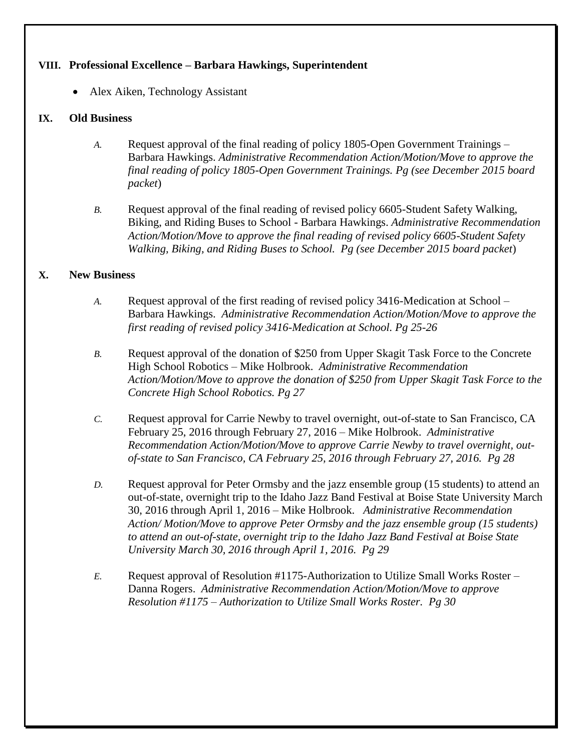## VIII. Professional Excellence – Barbara Hawkings, Superintendent

- Alex Aiken, Technology Assistant

## IX. Old Business

*A.* Request approval of the final reading of policy 1805-Open Government Trainings – Barbara Hawkings. *Administrative Recommendation Action/Motion/Move to approve the final reading of policy 1805-Open Government Trainings. Pg (see December 2015 board packet*)

*B.* Request approval of the final reading of revised policy 6605-Student Safety Walking, Biking, and Riding Buses to School - Barbara Hawkings. *Administrative Recommendation Action/Motion/Move to approve the final reading of revised policy 6605-Student Safety Walking, Biking, and Riding Buses to School. Pg (see December 2015 board packet*)

## X. New Business

*A.* Request approval of the first reading of revised policy 3416-Medication at School – Barbara Hawkings. *Administrative Recommendation Action/Motion/Move to approve the first reading of revised policy 3416-Medication at School. Pg 25-26*

*B.* Request approval of the donation of $250 from Upper Skagit Task Force to the Concrete High School Robotics – Mike Holbrook. *Administrative Recommendation Action/Motion/Move to approve the donation of $250 from Upper Skagit Task Force to the Concrete High School Robotics. Pg 27*

*C.* Request approval for Carrie Newby to travel overnight, out-of-state to San Francisco, CA February 25, 2016 through February 27, 2016 – Mike Holbrook. *Administrative Recommendation Action/Motion/Move to approve Carrie Newby to travel overnight, out-of-state to San Francisco, CA February 25, 2016 through February 27, 2016. Pg 28*

*D.* Request approval for Peter Ormsby and the jazz ensemble group (15 students) to attend an out-of-state, overnight trip to the Idaho Jazz Band Festival at Boise State University March 30, 2016 through April 1, 2016 – Mike Holbrook. *Administrative Recommendation Action/ Motion/Move to approve Peter Ormsby and the jazz ensemble group (15 students) to attend an out-of-state, overnight trip to the Idaho Jazz Band Festival at Boise State University March 30, 2016 through April 1, 2016. Pg 29*

*E.* Request approval of Resolution #1175-Authorization to Utilize Small Works Roster – Danna Rogers. *Administrative Recommendation Action/Motion/Move to approve Resolution #1175 – Authorization to Utilize Small Works Roster. Pg 30*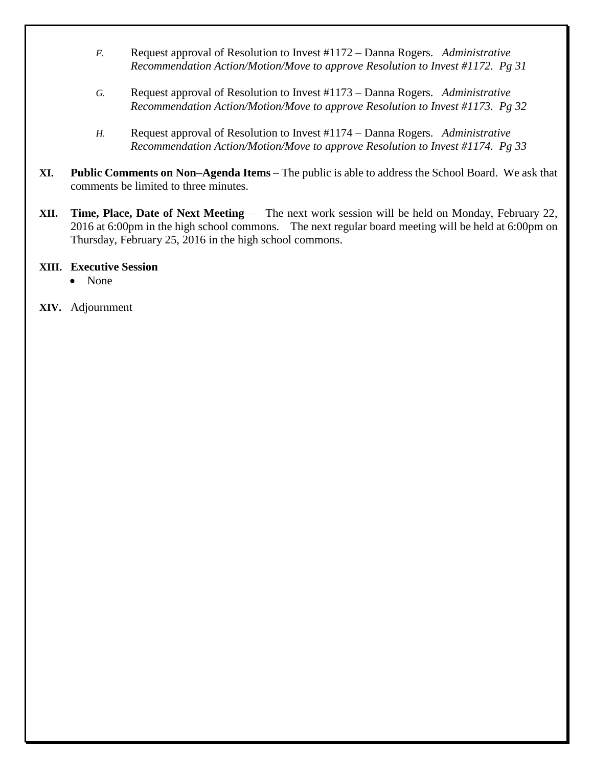*F.* Request approval of Resolution to Invest #1172 – Danna Rogers. *Administrative Recommendation Action/Motion/Move to approve Resolution to Invest #1172. Pg 31*

*G.* Request approval of Resolution to Invest #1173 – Danna Rogers. *Administrative Recommendation Action/Motion/Move to approve Resolution to Invest #1173. Pg 32*

*H.* Request approval of Resolution to Invest #1174 – Danna Rogers. *Administrative Recommendation Action/Motion/Move to approve Resolution to Invest #1174. Pg 33*

**XI.** **Public Comments on Non–Agenda Items** – The public is able to address the School Board. We ask that comments be limited to three minutes.

**XII.** **Time, Place, Date of Next Meeting** – The next work session will be held on Monday, February 22, 2016 at 6:00pm in the high school commons. The next regular board meeting will be held at 6:00pm on Thursday, February 25, 2016 in the high school commons.

**XIII.** **Executive Session**

- None

**XIV.** Adjournment